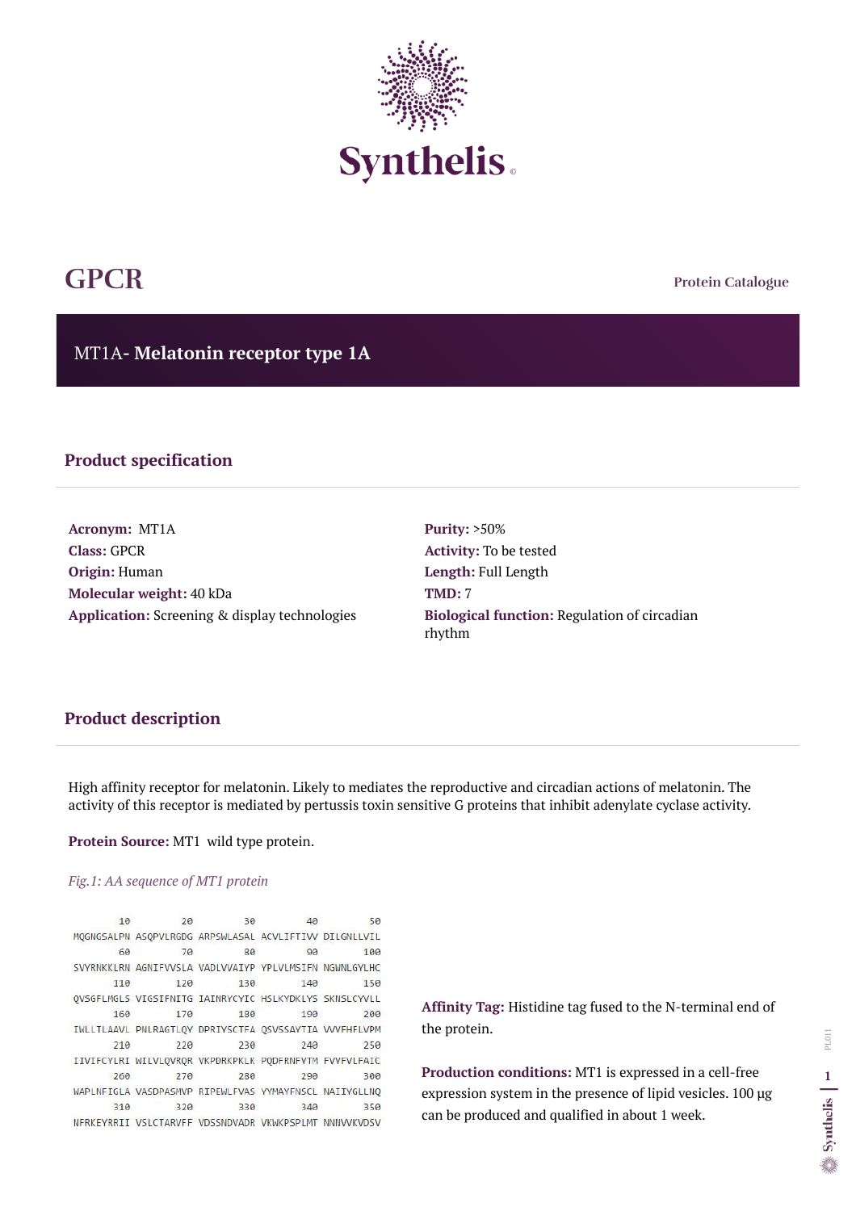Synthelis

# GPCR

Protein Catalogue

## MT1A- **Melatonin receptor type 1A**

### Product specification

**Acronym:** MT1A
**Class:** GPCR
**Origin:** Human
**Molecular weight:** 40 kDa
**Application:** Screening & display technologies

**Purity:** >50%
**Activity:** To be tested
**Length:** Full Length
**TMD:** 7
**Biological function:** Regulation of circadian rhythm

### Product description

High affinity receptor for melatonin. Likely to mediates the reproductive and circadian actions of melatonin. The activity of this receptor is mediated by pertussis toxin sensitive G proteins that inhibit adenylate cyclase activity.

**Protein Source:** MT1 wild type protein.

*Fig.1: AA sequence of MT1 protein*

```
        10         20         30         40         50
MQGNGSALPN ASQPVLRGDG ARPSWLASAL ACVLIFTIVV DILGNLLVIL
        60         70         80         90        100
SVYRNKKLRN AGNIFVVSLA VADLVVAIYP YPLVLMSIFN NGWNLGYLHC
       110        120        130        140        150
QVSGFLMGLS VIGSIFNITG IAINRYCYIC HSLKYDKLYS SKNSLCYVLL
       160        170        180        190        200
IWLLTLAAVL PNLRAGTLQY DPRIYSCTFA QSVSSAYTIA VVVFHFLVPM
       210        220        230        240        250
IIVIFCYLRI WILVLQVRQR VKPDRKPKLK PQDFRNFVTM FVVFVLFAIC
       260        270        280        290        300
WAPLNFIGLA VASDPASMVP RIPEWLFVAS YYMAYFNSCL NAIIYGLLNQ
       310        320        330        340        350
NFRKEYRRII VSLCTARVFF VDSSNDVADR VKWKPSPLMT NNNVVKVDSV
```

**Affinity Tag:** Histidine tag fused to the N-terminal end of the protein.

**Production conditions:** MT1 is expressed in a cell-free expression system in the presence of lipid vesicles. 100 µg can be produced and qualified in about 1 week.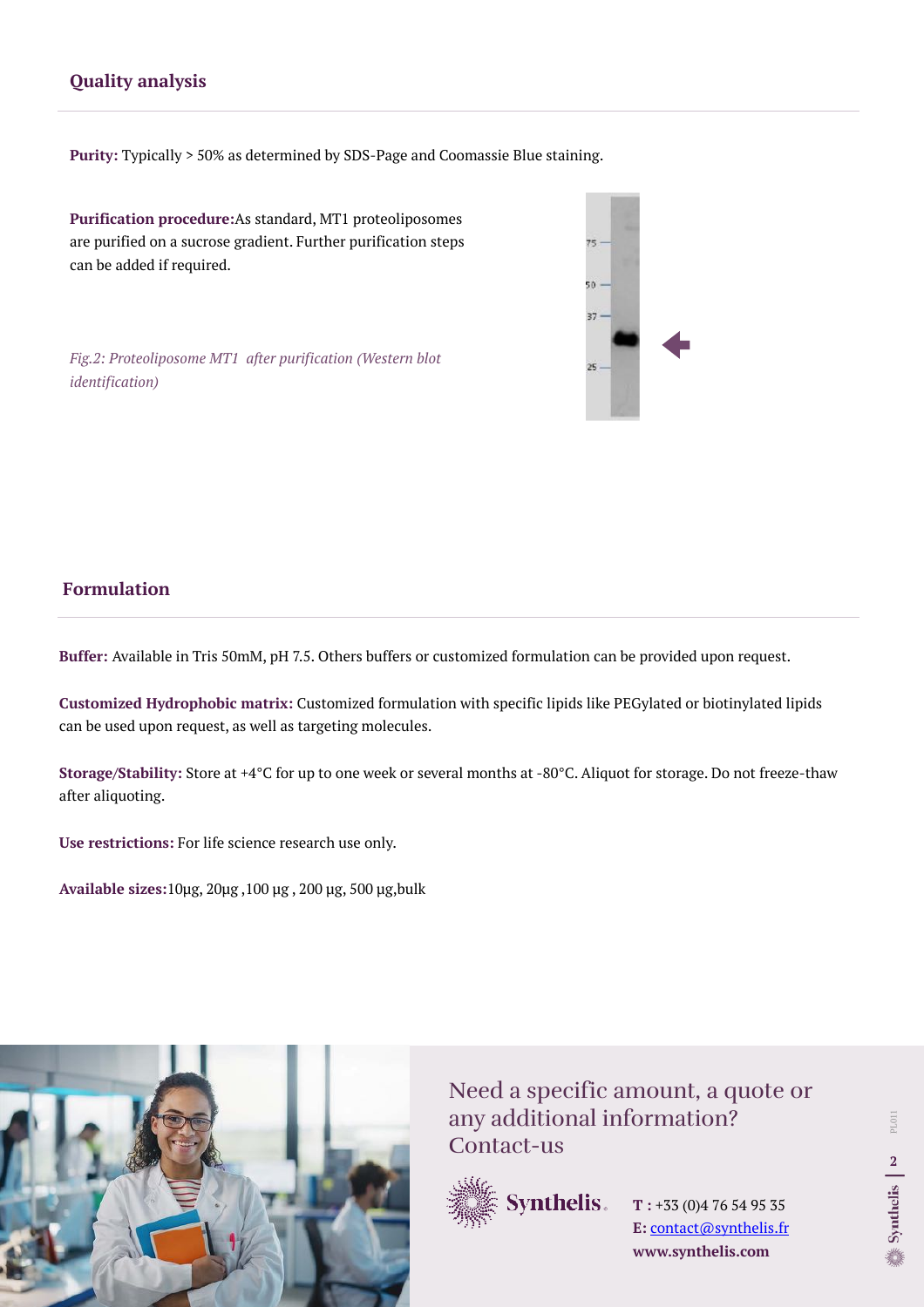## Quality analysis

**Purity:** Typically > 50% as determined by SDS-Page and Coomassie Blue staining.

**Purification procedure:** As standard, MT1 proteoliposomes are purified on a sucrose gradient. Further purification steps can be added if required.

*Fig.2: Proteoliposome MT1 after purification (Western blot identification)*

75
50
37
25

## Formulation

**Buffer:** Available in Tris 50mM, pH 7.5. Others buffers or customized formulation can be provided upon request.

**Customized Hydrophobic matrix:** Customized formulation with specific lipids like PEGylated or biotinylated lipids can be used upon request, as well as targeting molecules.

**Storage/Stability:** Store at +4°C for up to one week or several months at -80°C. Aliquot for storage. Do not freeze-thaw after aliquoting.

**Use restrictions:** For life science research use only.

**Available sizes:** 10µg, 20µg ,100 µg , 200 µg, 500 µg,bulk

Need a specific amount, a quote or any additional information? Contact-us

Synthelis

**T :** +33 (0)4 76 54 95 35
**E:** contact@synthelis.fr
**www.synthelis.com**